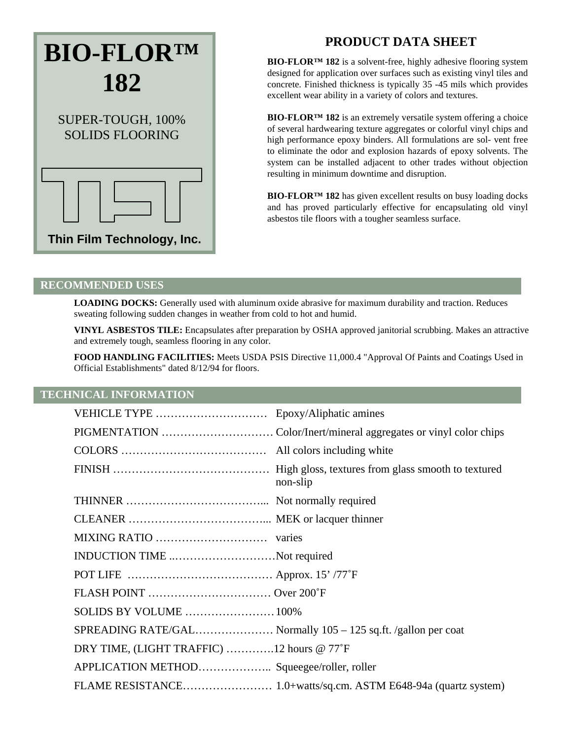# BIO-FLOR™ 182

SUPER-TOUGH, 100% SOLIDS FLOORING

Thin Film Technology, Inc.

## PRODUCT DATA SHEET

**BIO-FLOR™ 182** is a solvent-free, highly adhesive flooring system designed for application over surfaces such as existing vinyl tiles and concrete. Finished thickness is typically 35 -45 mils which provides excellent wear ability in a variety of colors and textures.

**BIO-FLOR™ 182** is an extremely versatile system offering a choice of several hardwearing texture aggregates or colorful vinyl chips and high performance epoxy binders. All formulations are sol- vent free to eliminate the odor and explosion hazards of epoxy solvents. The system can be installed adjacent to other trades without objection resulting in minimum downtime and disruption.

**BIO-FLOR™ 182** has given excellent results on busy loading docks and has proved particularly effective for encapsulating old vinyl asbestos tile floors with a tougher seamless surface.

## RECOMMENDED USES

**LOADING DOCKS:** Generally used with aluminum oxide abrasive for maximum durability and traction. Reduces sweating following sudden changes in weather from cold to hot and humid.

**VINYL ASBESTOS TILE:** Encapsulates after preparation by OSHA approved janitorial scrubbing. Makes an attractive and extremely tough, seamless flooring in any color.

**FOOD HANDLING FACILITIES:** Meets USDA PSIS Directive 11,000.4 "Approval Of Paints and Coatings Used in Official Establishments" dated 8/12/94 for floors.

## TECHNICAL INFORMATION

| | |
|---|---|
| VEHICLE TYPE | Epoxy/Aliphatic amines |
| PIGMENTATION | Color/Inert/mineral aggregates or vinyl color chips |
| COLORS | All colors including white |
| FINISH | High gloss, textures from glass smooth to textured non-slip |
| THINNER | Not normally required |
| CLEANER | MEK or lacquer thinner |
| MIXING RATIO | varies |
| INDUCTION TIME | Not required |
| POT LIFE | Approx. 15' /77˚F |
| FLASH POINT | Over 200˚F |
| SOLIDS BY VOLUME | 100% |
| SPREADING RATE/GAL | Normally 105 – 125 sq.ft. /gallon per coat |
| DRY TIME, (LIGHT TRAFFIC) | 12 hours @ 77˚F |
| APPLICATION METHOD | Squeegee/roller, roller |
| FLAME RESISTANCE | 1.0+watts/sq.cm. ASTM E648-94a (quartz system) |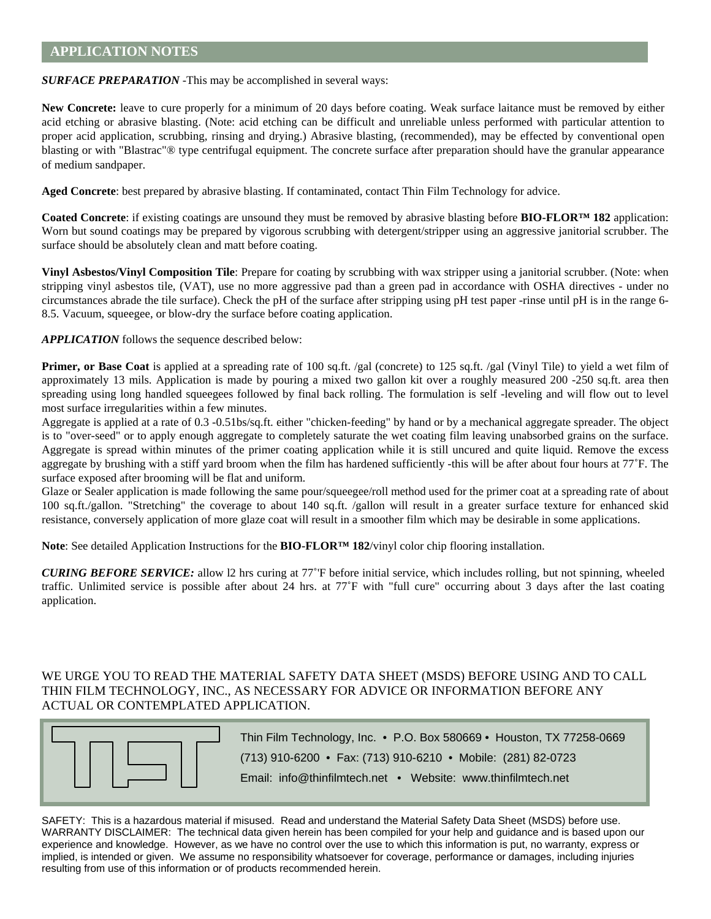## APPLICATION NOTES

***SURFACE PREPARATION*** -This may be accomplished in several ways:

**New Concrete:** leave to cure properly for a minimum of 20 days before coating. Weak surface laitance must be removed by either acid etching or abrasive blasting. (Note: acid etching can be difficult and unreliable unless performed with particular attention to proper acid application, scrubbing, rinsing and drying.) Abrasive blasting, (recommended), may be effected by conventional open blasting or with "Blastrac"® type centrifugal equipment. The concrete surface after preparation should have the granular appearance of medium sandpaper.

**Aged Concrete**: best prepared by abrasive blasting. If contaminated, contact Thin Film Technology for advice.

**Coated Concrete**: if existing coatings are unsound they must be removed by abrasive blasting before **BIO-FLOR™ 182** application: Worn but sound coatings may be prepared by vigorous scrubbing with detergent/stripper using an aggressive janitorial scrubber. The surface should be absolutely clean and matt before coating.

**Vinyl Asbestos/Vinyl Composition Tile**: Prepare for coating by scrubbing with wax stripper using a janitorial scrubber. (Note: when stripping vinyl asbestos tile, (VAT), use no more aggressive pad than a green pad in accordance with OSHA directives - under no circumstances abrade the tile surface). Check the pH of the surface after stripping using pH test paper -rinse until pH is in the range 6-8.5. Vacuum, squeegee, or blow-dry the surface before coating application.

***APPLICATION*** follows the sequence described below:

**Primer, or Base Coat** is applied at a spreading rate of 100 sq.ft. /gal (concrete) to 125 sq.ft. /gal (Vinyl Tile) to yield a wet film of approximately 13 mils. Application is made by pouring a mixed two gallon kit over a roughly measured 200 -250 sq.ft. area then spreading using long handled squeegees followed by final back rolling. The formulation is self -leveling and will flow out to level most surface irregularities within a few minutes.
Aggregate is applied at a rate of 0.3 -0.51bs/sq.ft. either "chicken-feeding" by hand or by a mechanical aggregate spreader. The object is to "over-seed" or to apply enough aggregate to completely saturate the wet coating film leaving unabsorbed grains on the surface. Aggregate is spread within minutes of the primer coating application while it is still uncured and quite liquid. Remove the excess aggregate by brushing with a stiff yard broom when the film has hardened sufficiently -this will be after about four hours at 77˚F. The surface exposed after brooming will be flat and uniform.
Glaze or Sealer application is made following the same pour/squeegee/roll method used for the primer coat at a spreading rate of about 100 sq.ft./gallon. "Stretching" the coverage to about 140 sq.ft. /gallon will result in a greater surface texture for enhanced skid resistance, conversely application of more glaze coat will result in a smoother film which may be desirable in some applications.

**Note**: See detailed Application Instructions for the **BIO-FLOR™ 182**/vinyl color chip flooring installation.

***CURING BEFORE SERVICE:*** allow l2 hrs curing at 77˚'F before initial service, which includes rolling, but not spinning, wheeled traffic. Unlimited service is possible after about 24 hrs. at 77˚F with "full cure" occurring about 3 days after the last coating application.

WE URGE YOU TO READ THE MATERIAL SAFETY DATA SHEET (MSDS) BEFORE USING AND TO CALL THIN FILM TECHNOLOGY, INC., AS NECESSARY FOR ADVICE OR INFORMATION BEFORE ANY ACTUAL OR CONTEMPLATED APPLICATION.

TFT

Thin Film Technology, Inc. • P.O. Box 580669 • Houston, TX 77258-0669
(713) 910-6200 • Fax: (713) 910-6210 • Mobile: (281) 82-0723
Email: info@thinfilmtech.net • Website: www.thinfilmtech.net

SAFETY: This is a hazardous material if misused. Read and understand the Material Safety Data Sheet (MSDS) before use.
WARRANTY DISCLAIMER: The technical data given herein has been compiled for your help and guidance and is based upon our experience and knowledge. However, as we have no control over the use to which this information is put, no warranty, express or implied, is intended or given. We assume no responsibility whatsoever for coverage, performance or damages, including injuries resulting from use of this information or of products recommended herein.